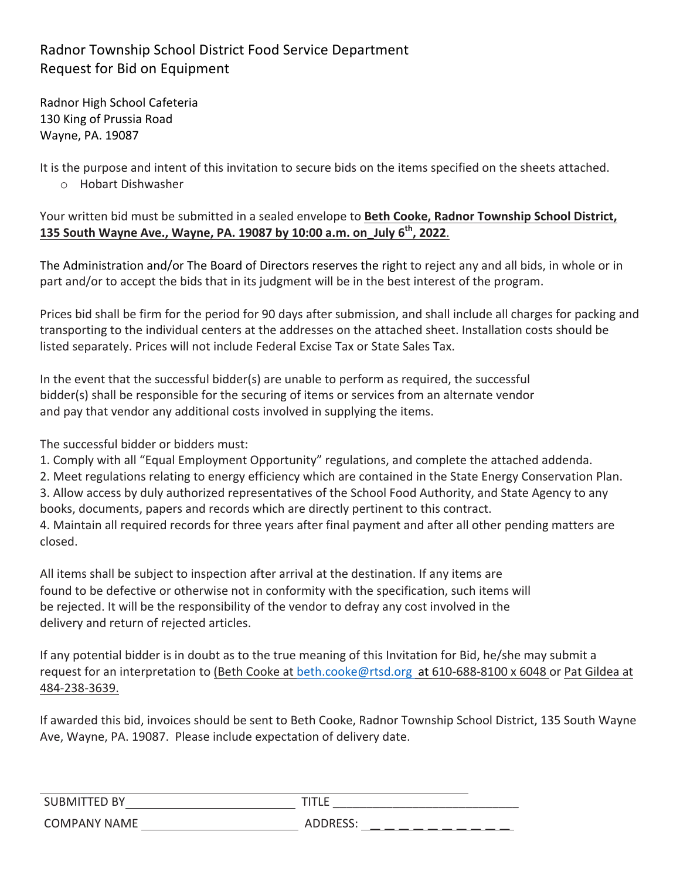# Radnor Township School District Food Service Department
## Request for Bid on Equipment

Radnor High School Cafeteria
130 King of Prussia Road
Wayne, PA. 19087

It is the purpose and intent of this invitation to secure bids on the items specified on the sheets attached.

- Hobart Dishwasher

Your written bid must be submitted in a sealed envelope to **Beth Cooke, Radnor Township School District, 135 South Wayne Ave., Wayne, PA. 19087 by 10:00 a.m. on July 6th, 2022**.

The Administration and/or The Board of Directors reserves the right to reject any and all bids, in whole or in part and/or to accept the bids that in its judgment will be in the best interest of the program.

Prices bid shall be firm for the period for 90 days after submission, and shall include all charges for packing and transporting to the individual centers at the addresses on the attached sheet. Installation costs should be listed separately. Prices will not include Federal Excise Tax or State Sales Tax.

In the event that the successful bidder(s) are unable to perform as required, the successful bidder(s) shall be responsible for the securing of items or services from an alternate vendor and pay that vendor any additional costs involved in supplying the items.

The successful bidder or bidders must:

1. Comply with all "Equal Employment Opportunity" regulations, and complete the attached addenda.
2. Meet regulations relating to energy efficiency which are contained in the State Energy Conservation Plan.
3. Allow access by duly authorized representatives of the School Food Authority, and State Agency to any books, documents, papers and records which are directly pertinent to this contract.
4. Maintain all required records for three years after final payment and after all other pending matters are closed.

All items shall be subject to inspection after arrival at the destination. If any items are found to be defective or otherwise not in conformity with the specification, such items will be rejected. It will be the responsibility of the vendor to defray any cost involved in the delivery and return of rejected articles.

If any potential bidder is in doubt as to the true meaning of this Invitation for Bid, he/she may submit a request for an interpretation to (Beth Cooke at beth.cooke@rtsd.org at 610-688-8100 x 6048 or Pat Gildea at 484-238-3639.

If awarded this bid, invoices should be sent to Beth Cooke, Radnor Township School District, 135 South Wayne Ave, Wayne, PA. 19087. Please include expectation of delivery date.

SUBMITTED BY ______________________ TITLE ______________________

COMPANY NAME ______________________ ADDRESS: ______________________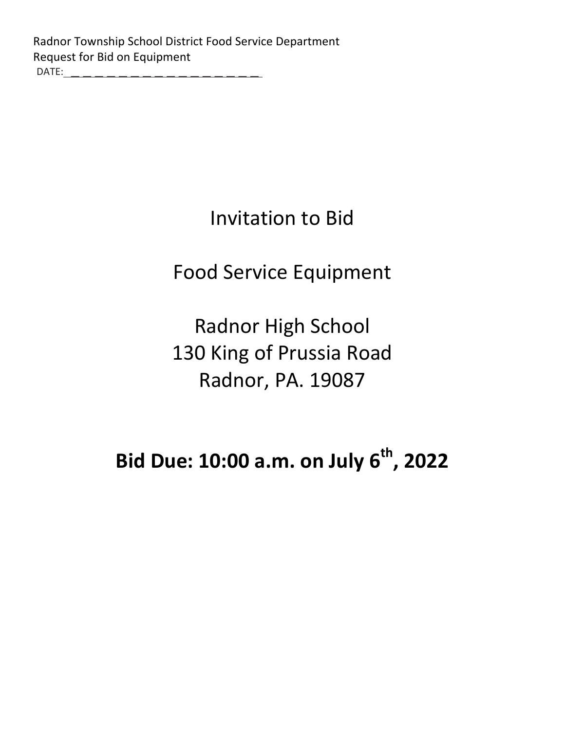Radnor Township School District Food Service Department
Request for Bid on Equipment
DATE: ____________________

# Invitation to Bid

## Food Service Equipment

## Radnor High School
## 130 King of Prussia Road
## Radnor, PA. 19087

**Bid Due: 10:00 a.m. on July 6th, 2022**